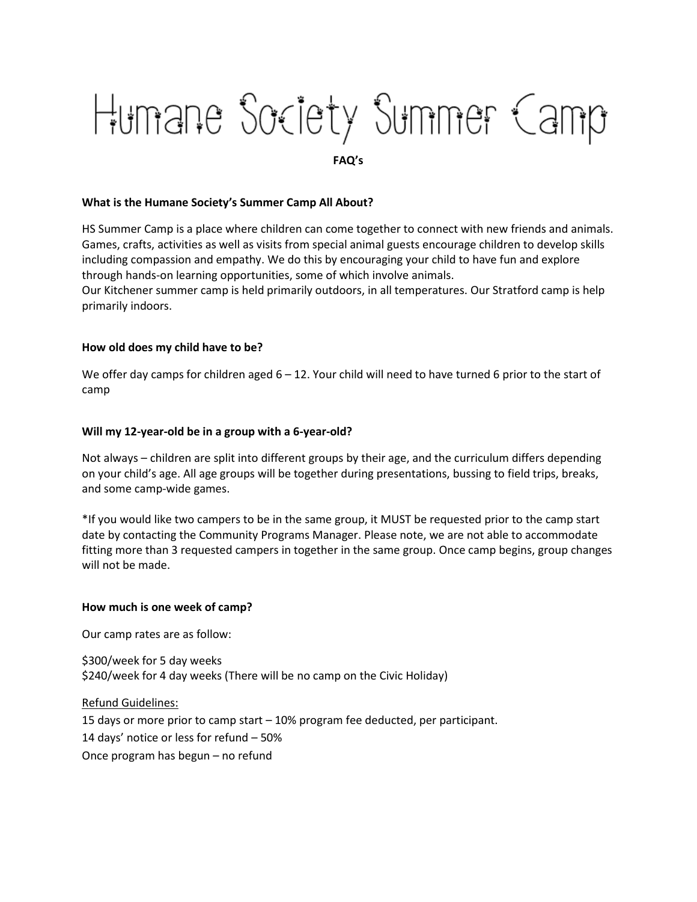# Humane Society Summer Camp

**FAQ's**

**What is the Humane Society's Summer Camp All About?**

HS Summer Camp is a place where children can come together to connect with new friends and animals. Games, crafts, activities as well as visits from special animal guests encourage children to develop skills including compassion and empathy. We do this by encouraging your child to have fun and explore through hands-on learning opportunities, some of which involve animals.
Our Kitchener summer camp is held primarily outdoors, in all temperatures. Our Stratford camp is help primarily indoors.

**How old does my child have to be?**

We offer day camps for children aged 6 – 12. Your child will need to have turned 6 prior to the start of camp

**Will my 12-year-old be in a group with a 6-year-old?**

Not always – children are split into different groups by their age, and the curriculum differs depending on your child's age. All age groups will be together during presentations, bussing to field trips, breaks, and some camp-wide games.

*If you would like two campers to be in the same group, it MUST be requested prior to the camp start date by contacting the Community Programs Manager. Please note, we are not able to accommodate fitting more than 3 requested campers in together in the same group. Once camp begins, group changes will not be made.

**How much is one week of camp?**

Our camp rates are as follow:

$300/week for 5 day weeks
$240/week for 4 day weeks (There will be no camp on the Civic Holiday)

<u>Refund Guidelines:</u>
15 days or more prior to camp start – 10% program fee deducted, per participant.
14 days' notice or less for refund – 50%
Once program has begun – no refund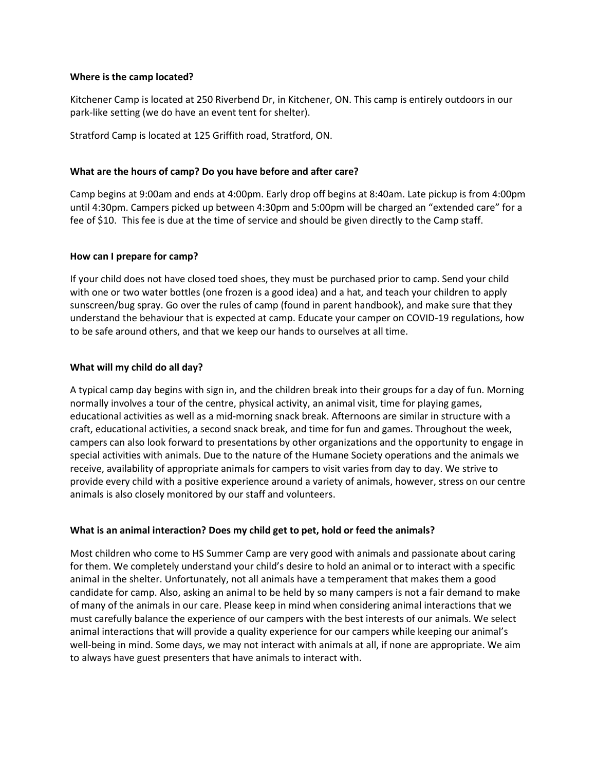**Where is the camp located?**

Kitchener Camp is located at 250 Riverbend Dr, in Kitchener, ON. This camp is entirely outdoors in our park-like setting (we do have an event tent for shelter).

Stratford Camp is located at 125 Griffith road, Stratford, ON.

**What are the hours of camp? Do you have before and after care?**

Camp begins at 9:00am and ends at 4:00pm. Early drop off begins at 8:40am. Late pickup is from 4:00pm until 4:30pm. Campers picked up between 4:30pm and 5:00pm will be charged an "extended care" for a fee of $10. This fee is due at the time of service and should be given directly to the Camp staff.

**How can I prepare for camp?**

If your child does not have closed toed shoes, they must be purchased prior to camp. Send your child with one or two water bottles (one frozen is a good idea) and a hat, and teach your children to apply sunscreen/bug spray. Go over the rules of camp (found in parent handbook), and make sure that they understand the behaviour that is expected at camp. Educate your camper on COVID-19 regulations, how to be safe around others, and that we keep our hands to ourselves at all time.

**What will my child do all day?**

A typical camp day begins with sign in, and the children break into their groups for a day of fun. Morning normally involves a tour of the centre, physical activity, an animal visit, time for playing games, educational activities as well as a mid-morning snack break. Afternoons are similar in structure with a craft, educational activities, a second snack break, and time for fun and games. Throughout the week, campers can also look forward to presentations by other organizations and the opportunity to engage in special activities with animals. Due to the nature of the Humane Society operations and the animals we receive, availability of appropriate animals for campers to visit varies from day to day. We strive to provide every child with a positive experience around a variety of animals, however, stress on our centre animals is also closely monitored by our staff and volunteers.

**What is an animal interaction? Does my child get to pet, hold or feed the animals?**

Most children who come to HS Summer Camp are very good with animals and passionate about caring for them. We completely understand your child's desire to hold an animal or to interact with a specific animal in the shelter. Unfortunately, not all animals have a temperament that makes them a good candidate for camp. Also, asking an animal to be held by so many campers is not a fair demand to make of many of the animals in our care. Please keep in mind when considering animal interactions that we must carefully balance the experience of our campers with the best interests of our animals. We select animal interactions that will provide a quality experience for our campers while keeping our animal's well-being in mind. Some days, we may not interact with animals at all, if none are appropriate. We aim to always have guest presenters that have animals to interact with.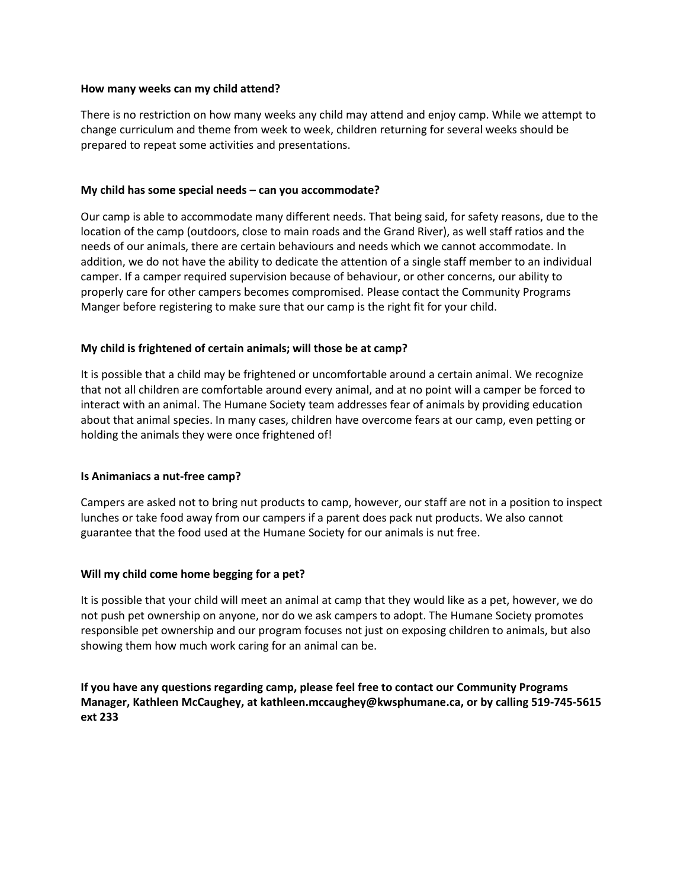**How many weeks can my child attend?**

There is no restriction on how many weeks any child may attend and enjoy camp. While we attempt to change curriculum and theme from week to week, children returning for several weeks should be prepared to repeat some activities and presentations.

**My child has some special needs – can you accommodate?**

Our camp is able to accommodate many different needs. That being said, for safety reasons, due to the location of the camp (outdoors, close to main roads and the Grand River), as well staff ratios and the needs of our animals, there are certain behaviours and needs which we cannot accommodate. In addition, we do not have the ability to dedicate the attention of a single staff member to an individual camper. If a camper required supervision because of behaviour, or other concerns, our ability to properly care for other campers becomes compromised. Please contact the Community Programs Manger before registering to make sure that our camp is the right fit for your child.

**My child is frightened of certain animals; will those be at camp?**

It is possible that a child may be frightened or uncomfortable around a certain animal. We recognize that not all children are comfortable around every animal, and at no point will a camper be forced to interact with an animal. The Humane Society team addresses fear of animals by providing education about that animal species. In many cases, children have overcome fears at our camp, even petting or holding the animals they were once frightened of!

**Is Animaniacs a nut-free camp?**

Campers are asked not to bring nut products to camp, however, our staff are not in a position to inspect lunches or take food away from our campers if a parent does pack nut products. We also cannot guarantee that the food used at the Humane Society for our animals is nut free.

**Will my child come home begging for a pet?**

It is possible that your child will meet an animal at camp that they would like as a pet, however, we do not push pet ownership on anyone, nor do we ask campers to adopt. The Humane Society promotes responsible pet ownership and our program focuses not just on exposing children to animals, but also showing them how much work caring for an animal can be.

**If you have any questions regarding camp, please feel free to contact our Community Programs Manager, Kathleen McCaughey, at kathleen.mccaughey@kwsphumane.ca, or by calling 519-745-5615 ext 233**